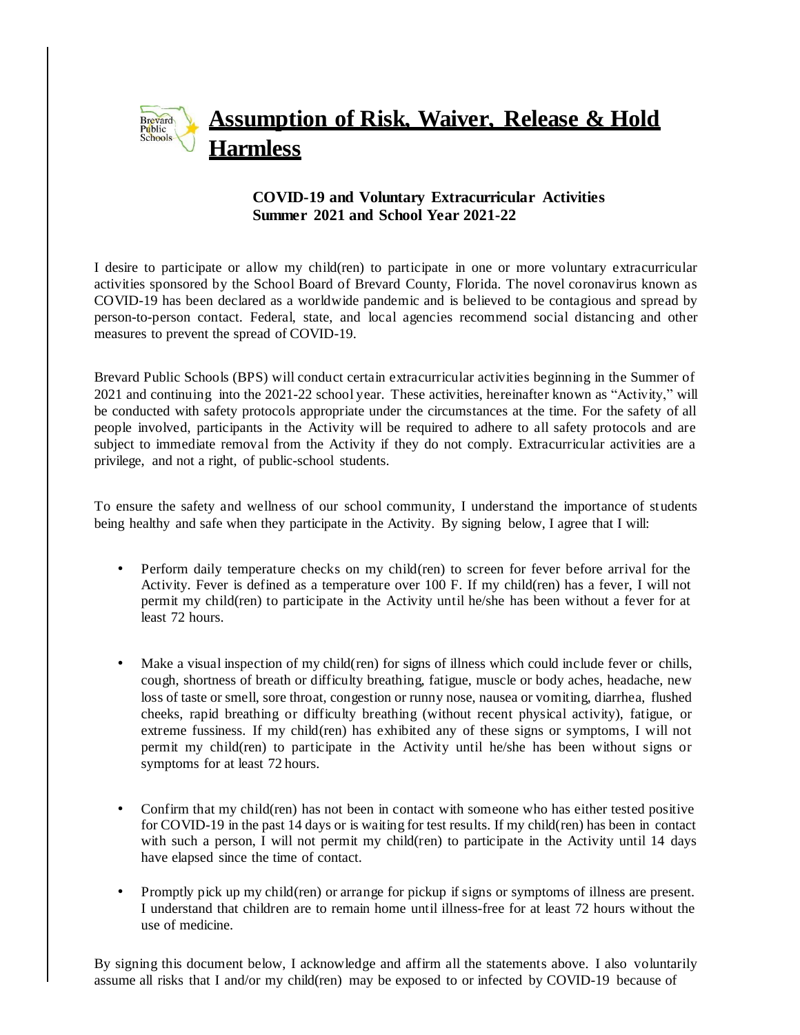# Assumption of Risk, Waiver, Release & Hold Harmless

**COVID-19 and Voluntary Extracurricular Activities**
**Summer 2021 and School Year 2021-22**

I desire to participate or allow my child(ren) to participate in one or more voluntary extracurricular activities sponsored by the School Board of Brevard County, Florida. The novel coronavirus known as COVID-19 has been declared as a worldwide pandemic and is believed to be contagious and spread by person-to-person contact. Federal, state, and local agencies recommend social distancing and other measures to prevent the spread of COVID-19.

Brevard Public Schools (BPS) will conduct certain extracurricular activities beginning in the Summer of 2021 and continuing into the 2021-22 school year. These activities, hereinafter known as "Activity," will be conducted with safety protocols appropriate under the circumstances at the time. For the safety of all people involved, participants in the Activity will be required to adhere to all safety protocols and are subject to immediate removal from the Activity if they do not comply. Extracurricular activities are a privilege, and not a right, of public-school students.

To ensure the safety and wellness of our school community, I understand the importance of students being healthy and safe when they participate in the Activity. By signing below, I agree that I will:

- Perform daily temperature checks on my child(ren) to screen for fever before arrival for the Activity. Fever is defined as a temperature over 100 F. If my child(ren) has a fever, I will not permit my child(ren) to participate in the Activity until he/she has been without a fever for at least 72 hours.
- Make a visual inspection of my child(ren) for signs of illness which could include fever or chills, cough, shortness of breath or difficulty breathing, fatigue, muscle or body aches, headache, new loss of taste or smell, sore throat, congestion or runny nose, nausea or vomiting, diarrhea, flushed cheeks, rapid breathing or difficulty breathing (without recent physical activity), fatigue, or extreme fussiness. If my child(ren) has exhibited any of these signs or symptoms, I will not permit my child(ren) to participate in the Activity until he/she has been without signs or symptoms for at least 72 hours.
- Confirm that my child(ren) has not been in contact with someone who has either tested positive for COVID-19 in the past 14 days or is waiting for test results. If my child(ren) has been in contact with such a person, I will not permit my child(ren) to participate in the Activity until 14 days have elapsed since the time of contact.
- Promptly pick up my child(ren) or arrange for pickup if signs or symptoms of illness are present. I understand that children are to remain home until illness-free for at least 72 hours without the use of medicine.

By signing this document below, I acknowledge and affirm all the statements above. I also voluntarily assume all risks that I and/or my child(ren) may be exposed to or infected by COVID-19 because of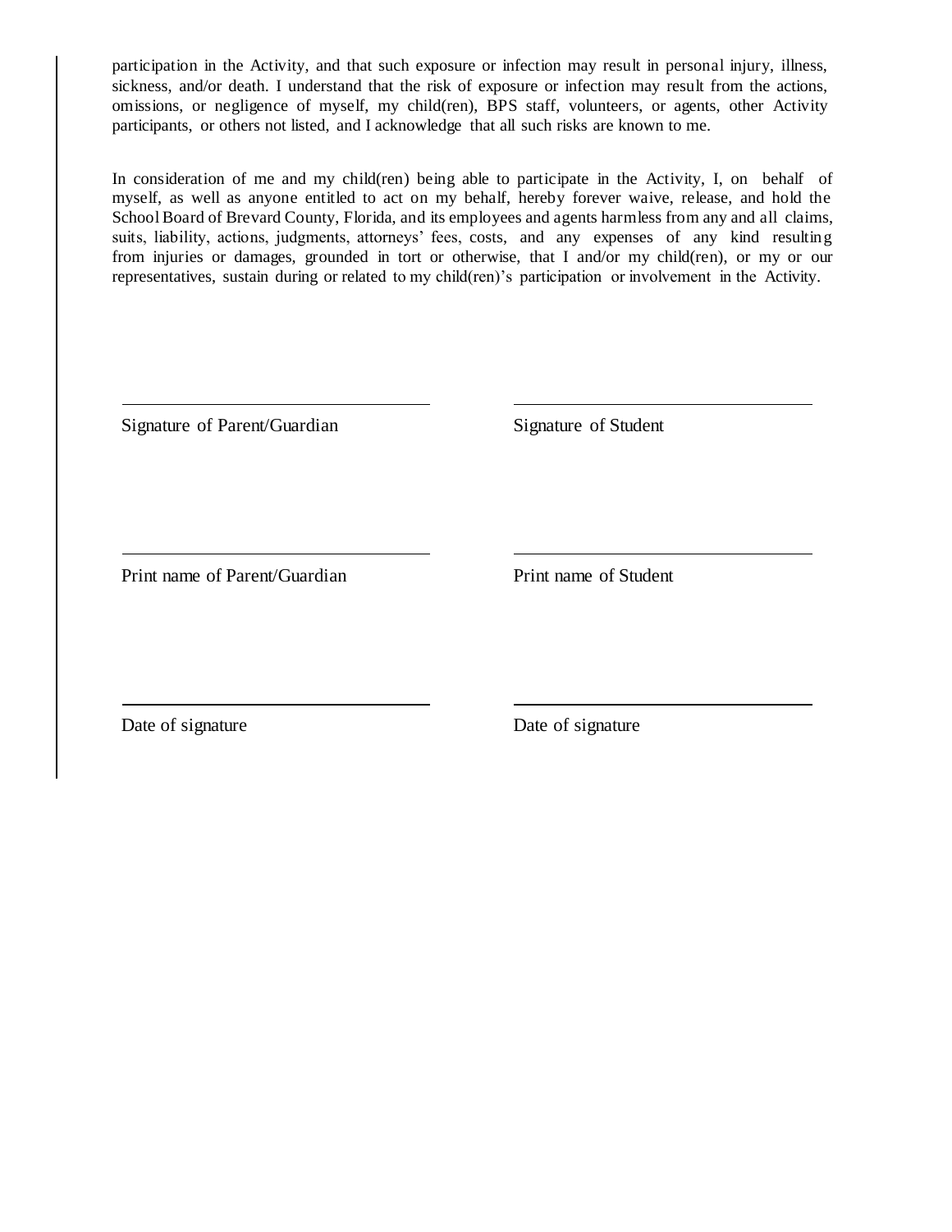participation in the Activity, and that such exposure or infection may result in personal injury, illness, sickness, and/or death. I understand that the risk of exposure or infection may result from the actions, omissions, or negligence of myself, my child(ren), BPS staff, volunteers, or agents, other Activity participants, or others not listed, and I acknowledge that all such risks are known to me.

In consideration of me and my child(ren) being able to participate in the Activity, I, on behalf of myself, as well as anyone entitled to act on my behalf, hereby forever waive, release, and hold the School Board of Brevard County, Florida, and its employees and agents harmless from any and all claims, suits, liability, actions, judgments, attorneys' fees, costs, and any expenses of any kind resulting from injuries or damages, grounded in tort or otherwise, that I and/or my child(ren), or my or our representatives, sustain during or related to my child(ren)'s participation or involvement in the Activity.

| | |
|---|---|
| ______________________________ | ______________________________ |
| Signature of Parent/Guardian | Signature of Student |
| ______________________________ | ______________________________ |
| Print name of Parent/Guardian | Print name of Student |
| ______________________________ | ______________________________ |
| Date of signature | Date of signature |